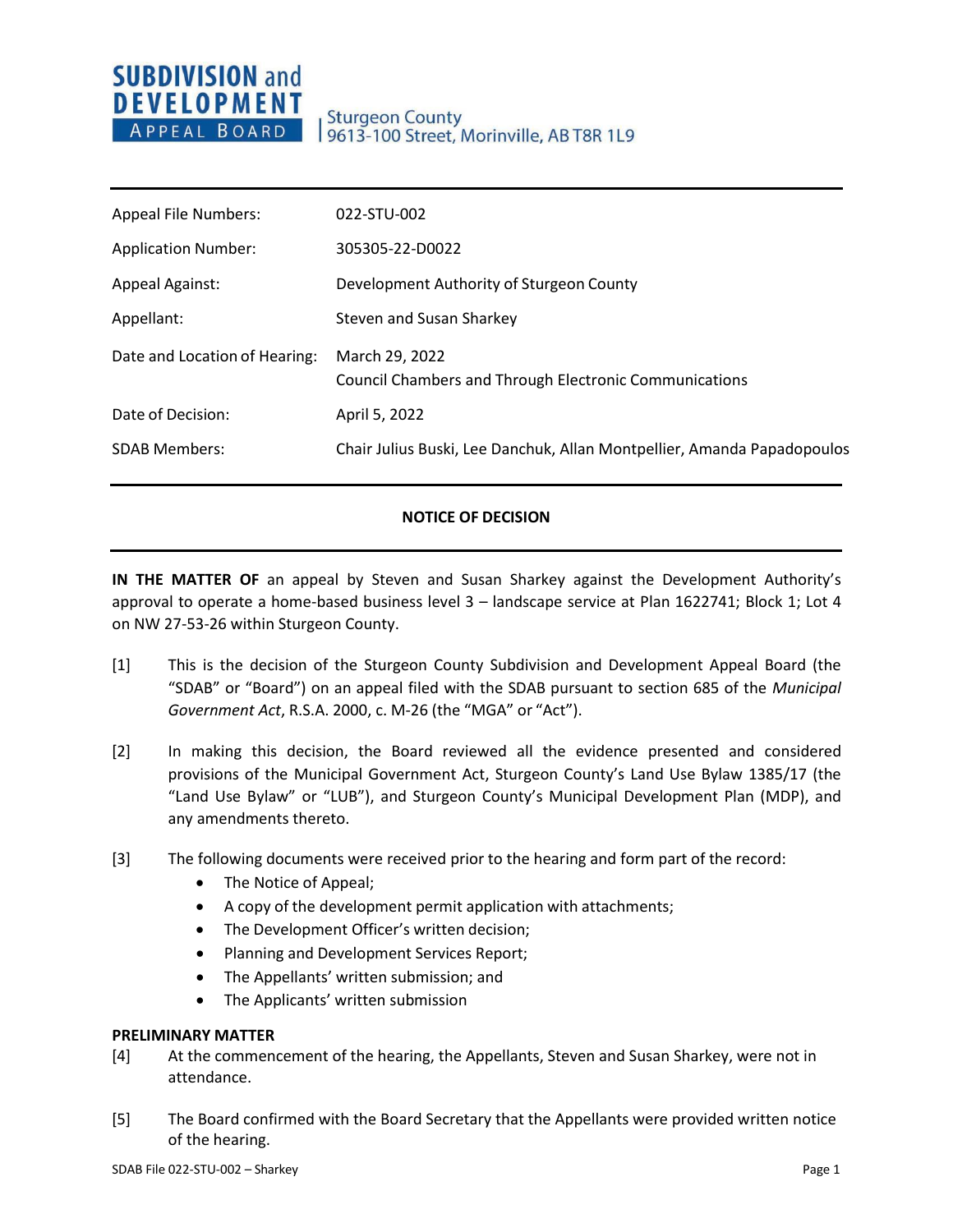**SUBDIVISION and DEVELOPMENT APPEAL BOARD**

Sturgeon County
9613-100 Street, Morinville, AB T8R 1L9

| | |
|---|---|
| Appeal File Numbers: | 022-STU-002 |
| Application Number: | 305305-22-D0022 |
| Appeal Against: | Development Authority of Sturgeon County |
| Appellant: | Steven and Susan Sharkey |
| Date and Location of Hearing: | March 29, 2022<br>Council Chambers and Through Electronic Communications |
| Date of Decision: | April 5, 2022 |
| SDAB Members: | Chair Julius Buski, Lee Danchuk, Allan Montpellier, Amanda Papadopoulos |

## NOTICE OF DECISION

**IN THE MATTER OF** an appeal by Steven and Susan Sharkey against the Development Authority's approval to operate a home-based business level 3 – landscape service at Plan 1622741; Block 1; Lot 4 on NW 27-53-26 within Sturgeon County.

[1] This is the decision of the Sturgeon County Subdivision and Development Appeal Board (the "SDAB" or "Board") on an appeal filed with the SDAB pursuant to section 685 of the *Municipal Government Act*, R.S.A. 2000, c. M-26 (the "MGA" or "Act").

[2] In making this decision, the Board reviewed all the evidence presented and considered provisions of the Municipal Government Act, Sturgeon County's Land Use Bylaw 1385/17 (the "Land Use Bylaw" or "LUB"), and Sturgeon County's Municipal Development Plan (MDP), and any amendments thereto.

[3] The following documents were received prior to the hearing and form part of the record:

- The Notice of Appeal;
- A copy of the development permit application with attachments;
- The Development Officer's written decision;
- Planning and Development Services Report;
- The Appellants' written submission; and
- The Applicants' written submission

**PRELIMINARY MATTER**

[4] At the commencement of the hearing, the Appellants, Steven and Susan Sharkey, were not in attendance.

[5] The Board confirmed with the Board Secretary that the Appellants were provided written notice of the hearing.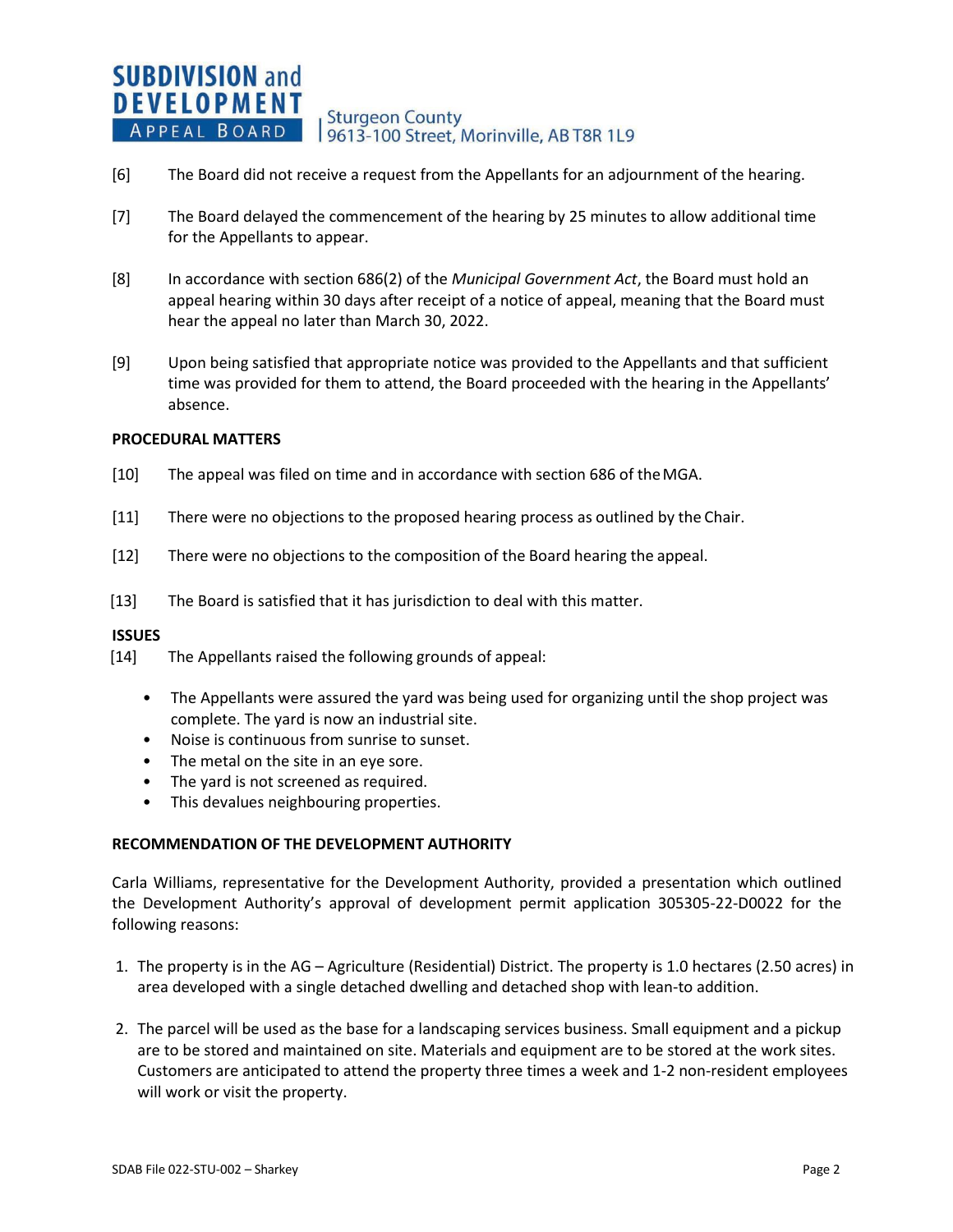[6] The Board did not receive a request from the Appellants for an adjournment of the hearing.

[7] The Board delayed the commencement of the hearing by 25 minutes to allow additional time for the Appellants to appear.

[8] In accordance with section 686(2) of the *Municipal Government Act*, the Board must hold an appeal hearing within 30 days after receipt of a notice of appeal, meaning that the Board must hear the appeal no later than March 30, 2022.

[9] Upon being satisfied that appropriate notice was provided to the Appellants and that sufficient time was provided for them to attend, the Board proceeded with the hearing in the Appellants' absence.

**PROCEDURAL MATTERS**

[10] The appeal was filed on time and in accordance with section 686 of the MGA.

[11] There were no objections to the proposed hearing process as outlined by the Chair.

[12] There were no objections to the composition of the Board hearing the appeal.

[13] The Board is satisfied that it has jurisdiction to deal with this matter.

**ISSUES**

[14] The Appellants raised the following grounds of appeal:

- The Appellants were assured the yard was being used for organizing until the shop project was complete. The yard is now an industrial site.
- Noise is continuous from sunrise to sunset.
- The metal on the site in an eye sore.
- The yard is not screened as required.
- This devalues neighbouring properties.

**RECOMMENDATION OF THE DEVELOPMENT AUTHORITY**

Carla Williams, representative for the Development Authority, provided a presentation which outlined the Development Authority's approval of development permit application 305305-22-D0022 for the following reasons:

1. The property is in the AG – Agriculture (Residential) District. The property is 1.0 hectares (2.50 acres) in area developed with a single detached dwelling and detached shop with lean-to addition.
2. The parcel will be used as the base for a landscaping services business. Small equipment and a pickup are to be stored and maintained on site. Materials and equipment are to be stored at the work sites. Customers are anticipated to attend the property three times a week and 1-2 non-resident employees will work or visit the property.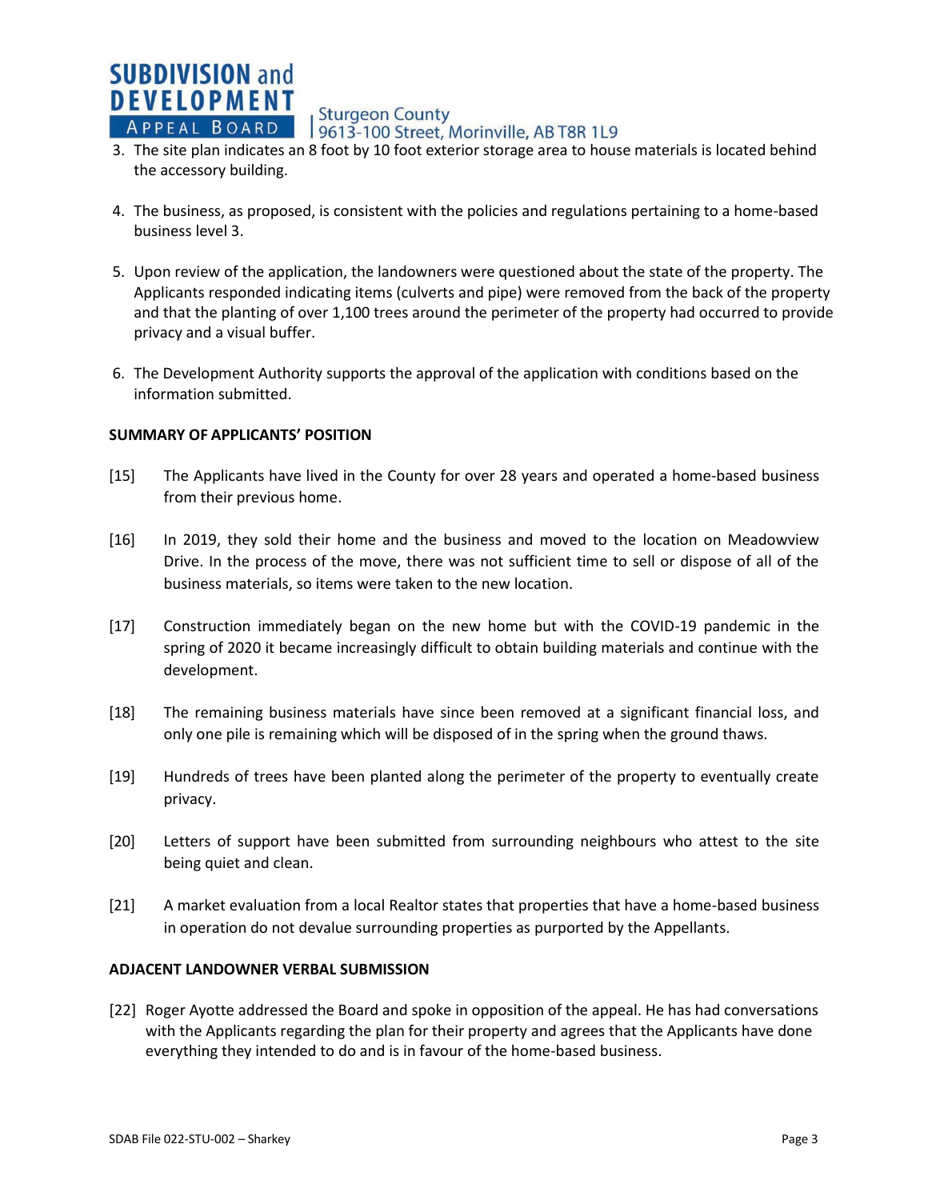3. The site plan indicates an 8 foot by 10 foot exterior storage area to house materials is located behind the accessory building.

4. The business, as proposed, is consistent with the policies and regulations pertaining to a home-based business level 3.

5. Upon review of the application, the landowners were questioned about the state of the property. The Applicants responded indicating items (culverts and pipe) were removed from the back of the property and that the planting of over 1,100 trees around the perimeter of the property had occurred to provide privacy and a visual buffer.

6. The Development Authority supports the approval of the application with conditions based on the information submitted.

**SUMMARY OF APPLICANTS' POSITION**

[15] The Applicants have lived in the County for over 28 years and operated a home-based business from their previous home.

[16] In 2019, they sold their home and the business and moved to the location on Meadowview Drive. In the process of the move, there was not sufficient time to sell or dispose of all of the business materials, so items were taken to the new location.

[17] Construction immediately began on the new home but with the COVID-19 pandemic in the spring of 2020 it became increasingly difficult to obtain building materials and continue with the development.

[18] The remaining business materials have since been removed at a significant financial loss, and only one pile is remaining which will be disposed of in the spring when the ground thaws.

[19] Hundreds of trees have been planted along the perimeter of the property to eventually create privacy.

[20] Letters of support have been submitted from surrounding neighbours who attest to the site being quiet and clean.

[21] A market evaluation from a local Realtor states that properties that have a home-based business in operation do not devalue surrounding properties as purported by the Appellants.

**ADJACENT LANDOWNER VERBAL SUBMISSION**

[22] Roger Ayotte addressed the Board and spoke in opposition of the appeal. He has had conversations with the Applicants regarding the plan for their property and agrees that the Applicants have done everything they intended to do and is in favour of the home-based business.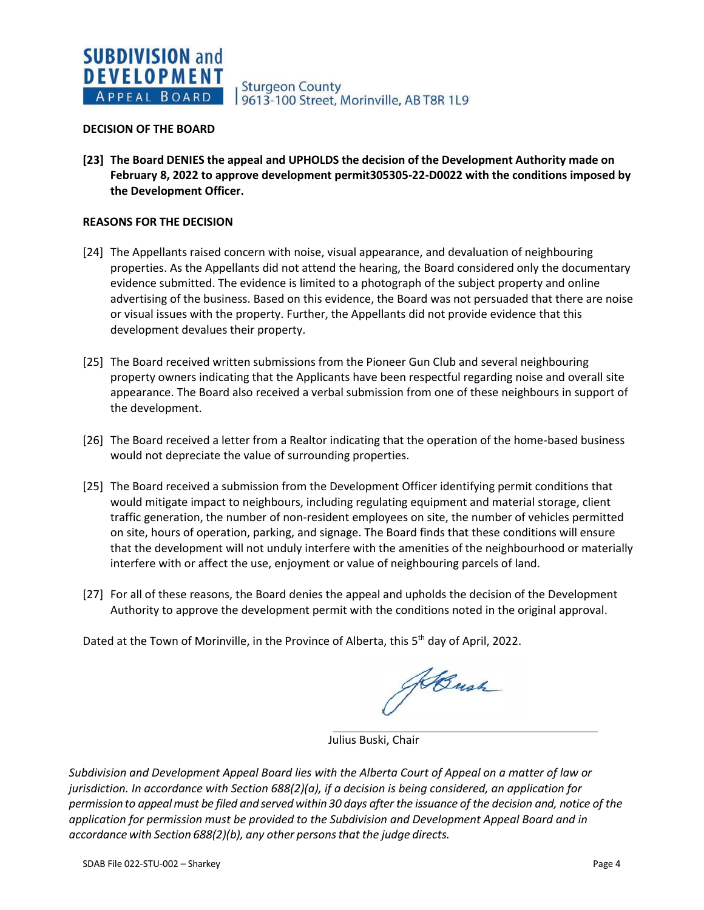**DECISION OF THE BOARD**

**[23] The Board DENIES the appeal and UPHOLDS the decision of the Development Authority made on February 8, 2022 to approve development permit305305-22-D0022 with the conditions imposed by the Development Officer.**

**REASONS FOR THE DECISION**

[24] The Appellants raised concern with noise, visual appearance, and devaluation of neighbouring properties. As the Appellants did not attend the hearing, the Board considered only the documentary evidence submitted. The evidence is limited to a photograph of the subject property and online advertising of the business. Based on this evidence, the Board was not persuaded that there are noise or visual issues with the property. Further, the Appellants did not provide evidence that this development devalues their property.

[25] The Board received written submissions from the Pioneer Gun Club and several neighbouring property owners indicating that the Applicants have been respectful regarding noise and overall site appearance. The Board also received a verbal submission from one of these neighbours in support of the development.

[26] The Board received a letter from a Realtor indicating that the operation of the home-based business would not depreciate the value of surrounding properties.

[25] The Board received a submission from the Development Officer identifying permit conditions that would mitigate impact to neighbours, including regulating equipment and material storage, client traffic generation, the number of non-resident employees on site, the number of vehicles permitted on site, hours of operation, parking, and signage. The Board finds that these conditions will ensure that the development will not unduly interfere with the amenities of the neighbourhood or materially interfere with or affect the use, enjoyment or value of neighbouring parcels of land.

[27] For all of these reasons, the Board denies the appeal and upholds the decision of the Development Authority to approve the development permit with the conditions noted in the original approval.

Dated at the Town of Morinville, in the Province of Alberta, this 5th day of April, 2022.

Julius Buski, Chair

*Subdivision and Development Appeal Board lies with the Alberta Court of Appeal on a matter of law or jurisdiction. In accordance with Section 688(2)(a), if a decision is being considered, an application for permission to appeal must be filed and served within 30 days after the issuance of the decision and, notice of the application for permission must be provided to the Subdivision and Development Appeal Board and in accordance with Section 688(2)(b), any other persons that the judge directs.*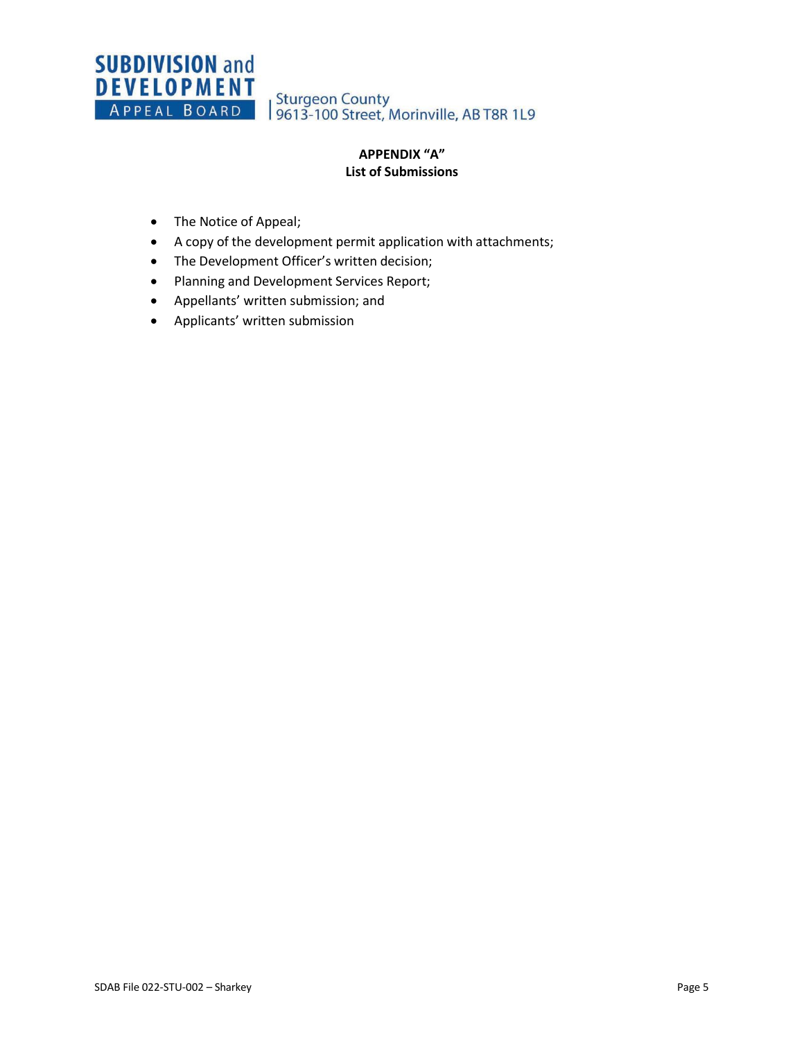**SUBDIVISION and DEVELOPMENT APPEAL BOARD**

Sturgeon County
9613-100 Street, Morinville, AB T8R 1L9

## APPENDIX "A"
## List of Submissions

- The Notice of Appeal;
- A copy of the development permit application with attachments;
- The Development Officer's written decision;
- Planning and Development Services Report;
- Appellants' written submission; and
- Applicants' written submission